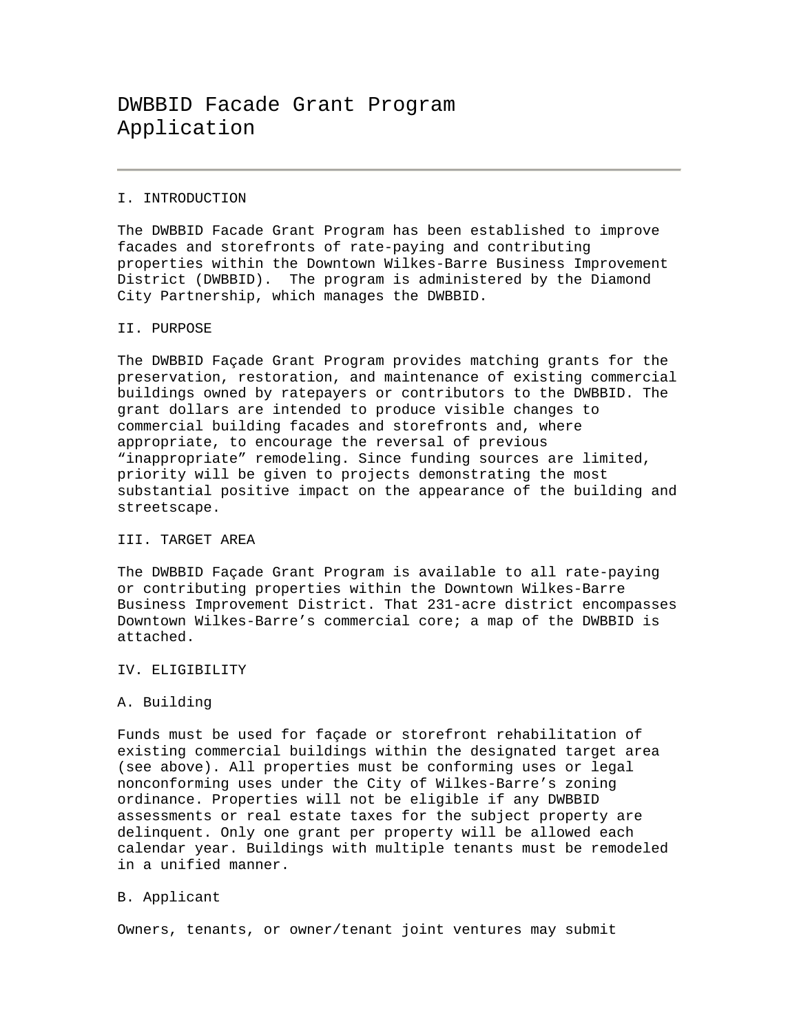# DWBBID Facade Grant Program Application

## I. INTRODUCTION

The DWBBID Facade Grant Program has been established to improve facades and storefronts of rate-paying and contributing properties within the Downtown Wilkes-Barre Business Improvement District (DWBBID). The program is administered by the Diamond City Partnership, which manages the DWBBID.

## II. PURPOSE

The DWBBID Façade Grant Program provides matching grants for the preservation, restoration, and maintenance of existing commercial buildings owned by ratepayers or contributors to the DWBBID. The grant dollars are intended to produce visible changes to commercial building facades and storefronts and, where appropriate, to encourage the reversal of previous “inappropriate” remodeling. Since funding sources are limited, priority will be given to projects demonstrating the most substantial positive impact on the appearance of the building and streetscape.

## III. TARGET AREA

The DWBBID Façade Grant Program is available to all rate-paying or contributing properties within the Downtown Wilkes-Barre Business Improvement District. That 231-acre district encompasses Downtown Wilkes-Barre’s commercial core; a map of the DWBBID is attached.

## IV. ELIGIBILITY

### A. Building

Funds must be used for façade or storefront rehabilitation of existing commercial buildings within the designated target area (see above). All properties must be conforming uses or legal nonconforming uses under the City of Wilkes-Barre’s zoning ordinance. Properties will not be eligible if any DWBBID assessments or real estate taxes for the subject property are delinquent. Only one grant per property will be allowed each calendar year. Buildings with multiple tenants must be remodeled in a unified manner.

### B. Applicant

Owners, tenants, or owner/tenant joint ventures may submit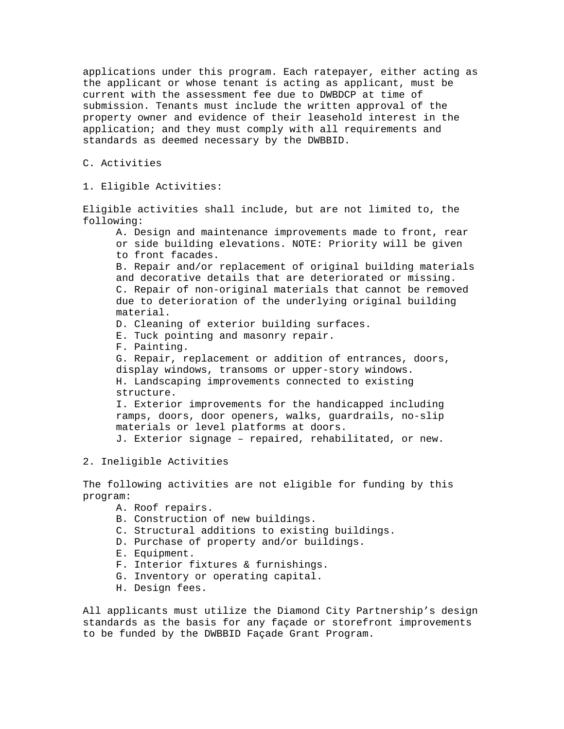applications under this program. Each ratepayer, either acting as the applicant or whose tenant is acting as applicant, must be current with the assessment fee due to DWBDCP at time of submission. Tenants must include the written approval of the property owner and evidence of their leasehold interest in the application; and they must comply with all requirements and standards as deemed necessary by the DWBBID.

C. Activities

1. Eligible Activities:

Eligible activities shall include, but are not limited to, the following:

A. Design and maintenance improvements made to front, rear or side building elevations. NOTE: Priority will be given to front facades.
B. Repair and/or replacement of original building materials and decorative details that are deteriorated or missing.
C. Repair of non-original materials that cannot be removed due to deterioration of the underlying original building material.
D. Cleaning of exterior building surfaces.
E. Tuck pointing and masonry repair.
F. Painting.
G. Repair, replacement or addition of entrances, doors, display windows, transoms or upper-story windows.
H. Landscaping improvements connected to existing structure.
I. Exterior improvements for the handicapped including ramps, doors, door openers, walks, guardrails, no-slip materials or level platforms at doors.
J. Exterior signage – repaired, rehabilitated, or new.

2. Ineligible Activities

The following activities are not eligible for funding by this program:

A. Roof repairs.
B. Construction of new buildings.
C. Structural additions to existing buildings.
D. Purchase of property and/or buildings.
E. Equipment.
F. Interior fixtures & furnishings.
G. Inventory or operating capital.
H. Design fees.

All applicants must utilize the Diamond City Partnership's design standards as the basis for any façade or storefront improvements to be funded by the DWBBID Façade Grant Program.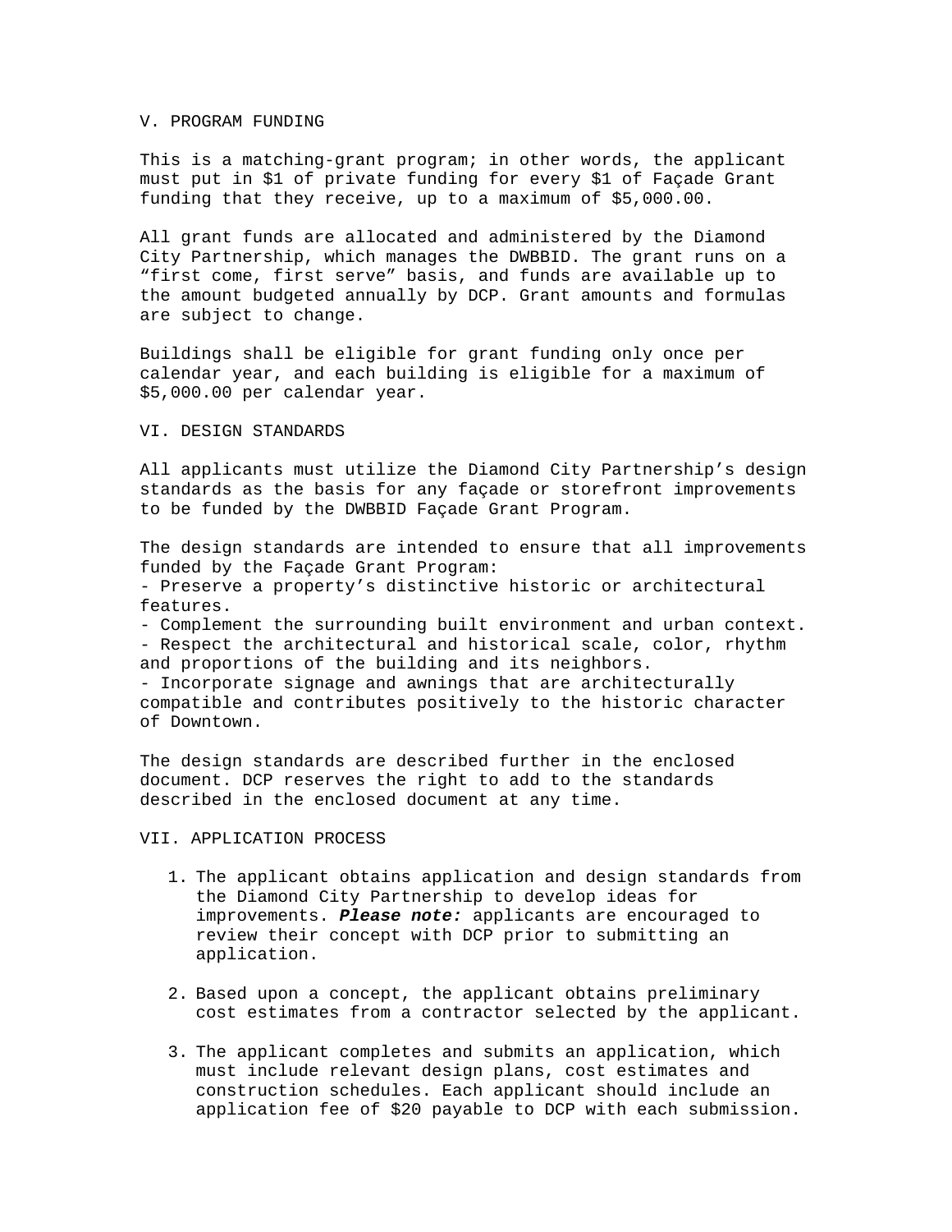## V. PROGRAM FUNDING

This is a matching-grant program; in other words, the applicant must put in $1 of private funding for every $1 of Façade Grant funding that they receive, up to a maximum of $5,000.00.

All grant funds are allocated and administered by the Diamond City Partnership, which manages the DWBBID. The grant runs on a "first come, first serve" basis, and funds are available up to the amount budgeted annually by DCP. Grant amounts and formulas are subject to change.

Buildings shall be eligible for grant funding only once per calendar year, and each building is eligible for a maximum of $5,000.00 per calendar year.

## VI. DESIGN STANDARDS

All applicants must utilize the Diamond City Partnership's design standards as the basis for any façade or storefront improvements to be funded by the DWBBID Façade Grant Program.

The design standards are intended to ensure that all improvements funded by the Façade Grant Program:
- Preserve a property's distinctive historic or architectural features.
- Complement the surrounding built environment and urban context.
- Respect the architectural and historical scale, color, rhythm and proportions of the building and its neighbors.
- Incorporate signage and awnings that are architecturally compatible and contributes positively to the historic character of Downtown.

The design standards are described further in the enclosed document. DCP reserves the right to add to the standards described in the enclosed document at any time.

## VII. APPLICATION PROCESS

1. The applicant obtains application and design standards from the Diamond City Partnership to develop ideas for improvements. ***Please note:*** applicants are encouraged to review their concept with DCP prior to submitting an application.

2. Based upon a concept, the applicant obtains preliminary cost estimates from a contractor selected by the applicant.

3. The applicant completes and submits an application, which must include relevant design plans, cost estimates and construction schedules. Each applicant should include an application fee of $20 payable to DCP with each submission.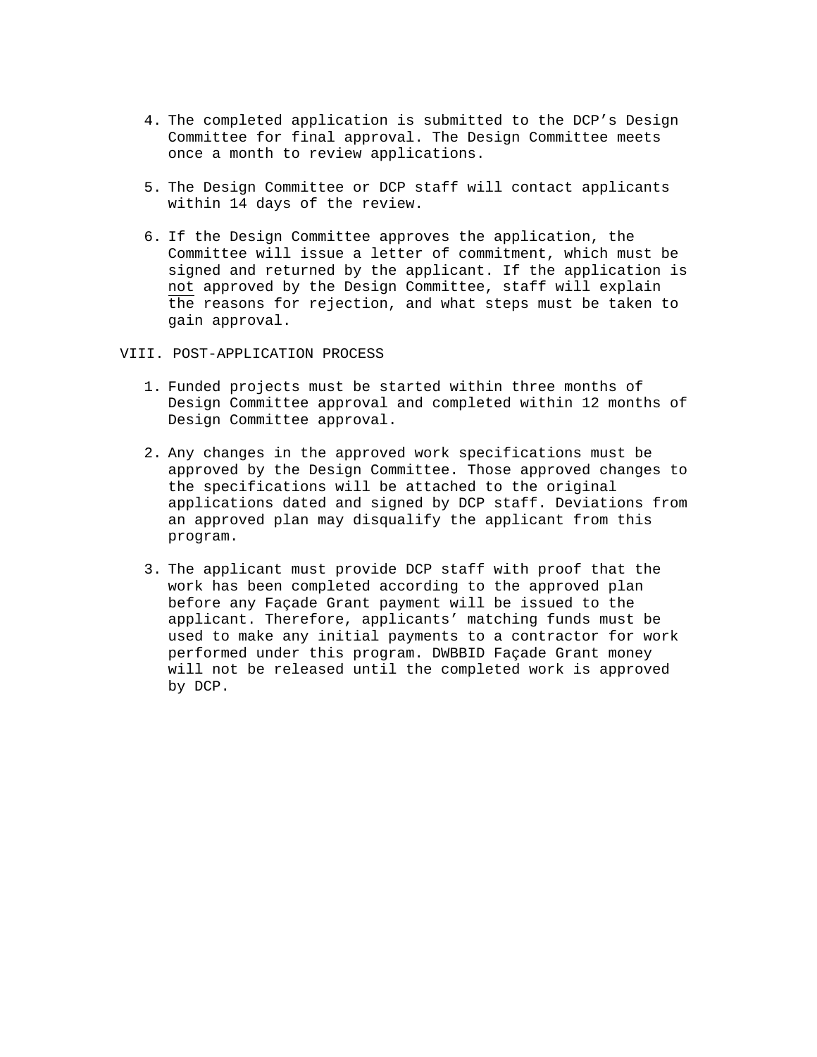4. The completed application is submitted to the DCP's Design Committee for final approval. The Design Committee meets once a month to review applications.

5. The Design Committee or DCP staff will contact applicants within 14 days of the review.

6. If the Design Committee approves the application, the Committee will issue a letter of commitment, which must be signed and returned by the applicant. If the application is <u>not</u> approved by the Design Committee, staff will explain the reasons for rejection, and what steps must be taken to gain approval.

## VIII. POST-APPLICATION PROCESS

1. Funded projects must be started within three months of Design Committee approval and completed within 12 months of Design Committee approval.

2. Any changes in the approved work specifications must be approved by the Design Committee. Those approved changes to the specifications will be attached to the original applications dated and signed by DCP staff. Deviations from an approved plan may disqualify the applicant from this program.

3. The applicant must provide DCP staff with proof that the work has been completed according to the approved plan before any Façade Grant payment will be issued to the applicant. Therefore, applicants' matching funds must be used to make any initial payments to a contractor for work performed under this program. DWBBID Façade Grant money will not be released until the completed work is approved by DCP.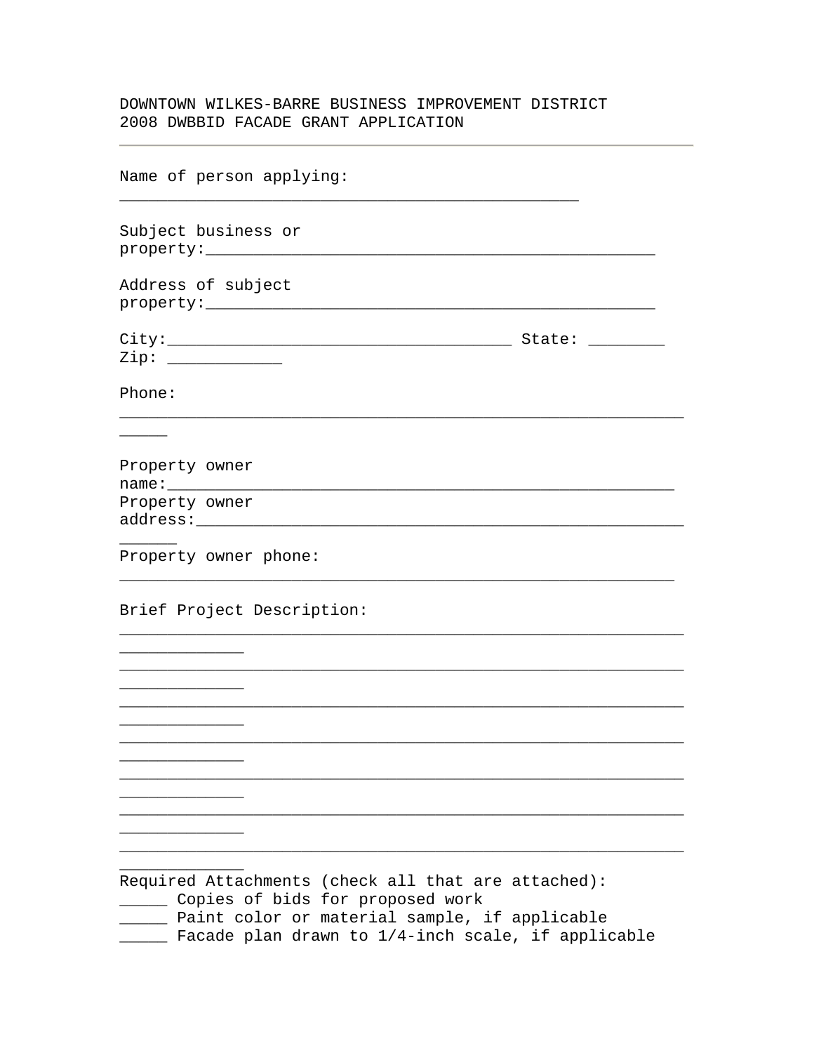DOWNTOWN WILKES-BARRE BUSINESS IMPROVEMENT DISTRICT
2008 DWBBID FACADE GRANT APPLICATION

---

Name of person applying: ________________________________________________

Subject business or property:_____________________________________________

Address of subject property:_____________________________________________

City:____________________________________ State: ________ Zip: ____________

Phone: ___________________________________________________________________

Property owner name:_____________________________________________________

Property owner address:__________________________________________________

Property owner phone: ___________________________________________________________

Brief Project Description:

_________________________________________________________________________

_________________________________________________________________________

_________________________________________________________________________

_________________________________________________________________________

_________________________________________________________________________

_________________________________________________________________________

_________________________________________________________________________

Required Attachments (check all that are attached):

_____ Copies of bids for proposed work
_____ Paint color or material sample, if applicable
_____ Facade plan drawn to 1/4-inch scale, if applicable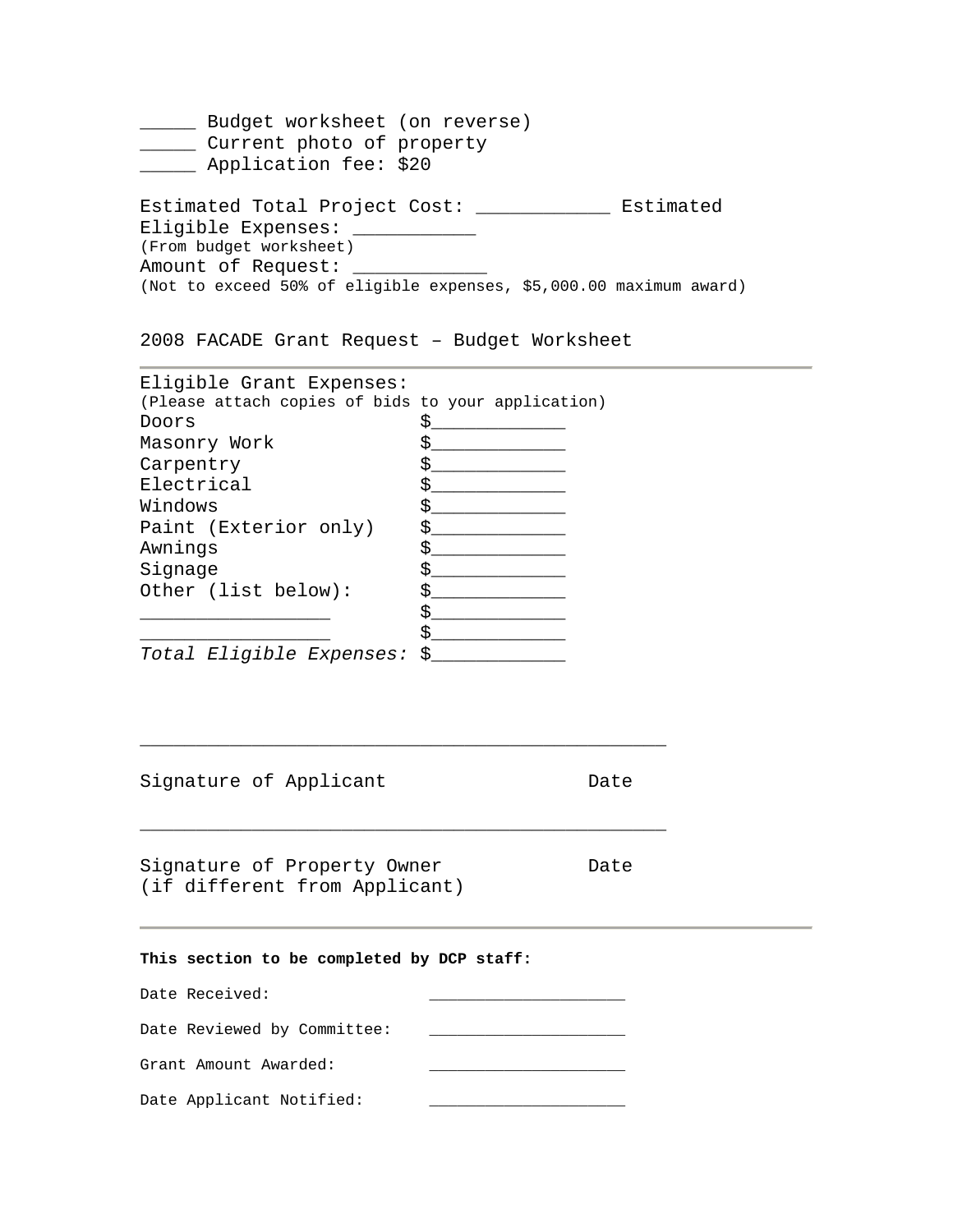_____ Budget worksheet (on reverse)
_____ Current photo of property
_____ Application fee: $20

Estimated Total Project Cost: ____________ Estimated Eligible Expenses: ___________
(From budget worksheet)
Amount of Request: ____________
(Not to exceed 50% of eligible expenses, $5,000.00 maximum award)

## 2008 FACADE Grant Request – Budget Worksheet

---

Eligible Grant Expenses:
(Please attach copies of bids to your application)

| | |
|---|---|
| Doors | $_____________ |
| Masonry Work | $_____________ |
| Carpentry | $_____________ |
| Electrical | $_____________ |
| Windows | $_____________ |
| Paint (Exterior only) | $_____________ |
| Awnings | $_____________ |
| Signage | $_____________ |
| Other (list below): | $_____________ |
| _________________ | $_____________ |
| _________________ | $_____________ |
| *Total Eligible Expenses:* | $_____________ |

_______________________________________________

Signature of Applicant Date

_______________________________________________

Signature of Property Owner Date
(if different from Applicant)

---

**This section to be completed by DCP staff:**

Date Received: ____________________

Date Reviewed by Committee: ____________________

Grant Amount Awarded: ____________________

Date Applicant Notified: ____________________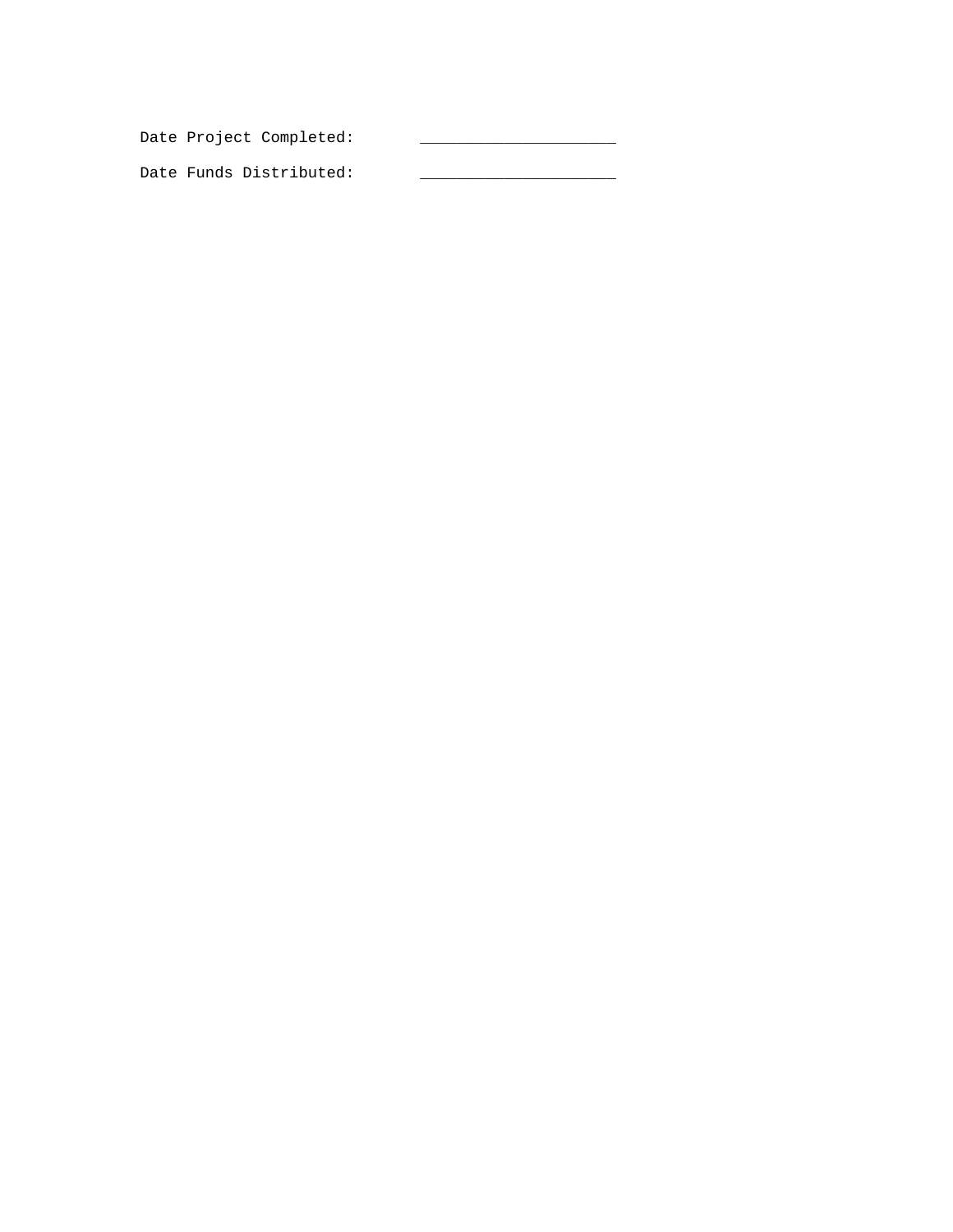Date Project Completed: _____________________

Date Funds Distributed: _____________________